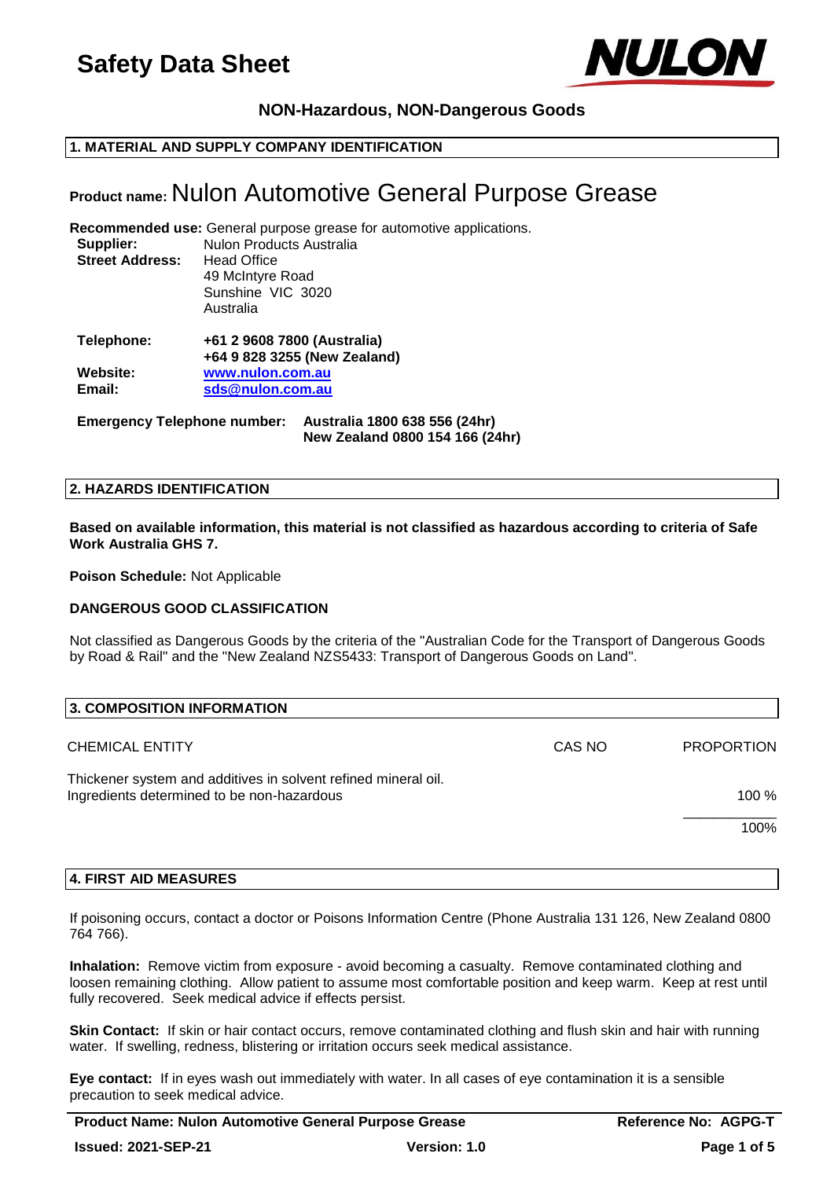# Safety Data Sheet

**NON-Hazardous, NON-Dangerous Goods**

## 1. MATERIAL AND SUPPLY COMPANY IDENTIFICATION

**Product name:** Nulon Automotive General Purpose Grease

**Recommended use:** General purpose grease for automotive applications.

**Supplier:** Nulon Products Australia
**Street Address:** Head Office
49 McIntyre Road
Sunshine VIC 3020
Australia

**Telephone:** **+61 2 9608 7800 (Australia)**
**+64 9 828 3255 (New Zealand)**
**Website:** **www.nulon.com.au**
**Email:** **sds@nulon.com.au**

**Emergency Telephone number:** **Australia 1800 638 556 (24hr)**
**New Zealand 0800 154 166 (24hr)**

## 2. HAZARDS IDENTIFICATION

**Based on available information, this material is not classified as hazardous according to criteria of Safe Work Australia GHS 7.**

**Poison Schedule:** Not Applicable

**DANGEROUS GOOD CLASSIFICATION**

Not classified as Dangerous Goods by the criteria of the "Australian Code for the Transport of Dangerous Goods by Road & Rail" and the "New Zealand NZS5433: Transport of Dangerous Goods on Land".

## 3. COMPOSITION INFORMATION

| CHEMICAL ENTITY | CAS NO | PROPORTION |
|---|---|---|
| Thickener system and additives in solvent refined mineral oil. Ingredients determined to be non-hazardous | | 100 % |
| | | 100% |

## 4. FIRST AID MEASURES

If poisoning occurs, contact a doctor or Poisons Information Centre (Phone Australia 131 126, New Zealand 0800 764 766).

**Inhalation:** Remove victim from exposure - avoid becoming a casualty. Remove contaminated clothing and loosen remaining clothing. Allow patient to assume most comfortable position and keep warm. Keep at rest until fully recovered. Seek medical advice if effects persist.

**Skin Contact:** If skin or hair contact occurs, remove contaminated clothing and flush skin and hair with running water. If swelling, redness, blistering or irritation occurs seek medical assistance.

**Eye contact:** If in eyes wash out immediately with water. In all cases of eye contamination it is a sensible precaution to seek medical advice.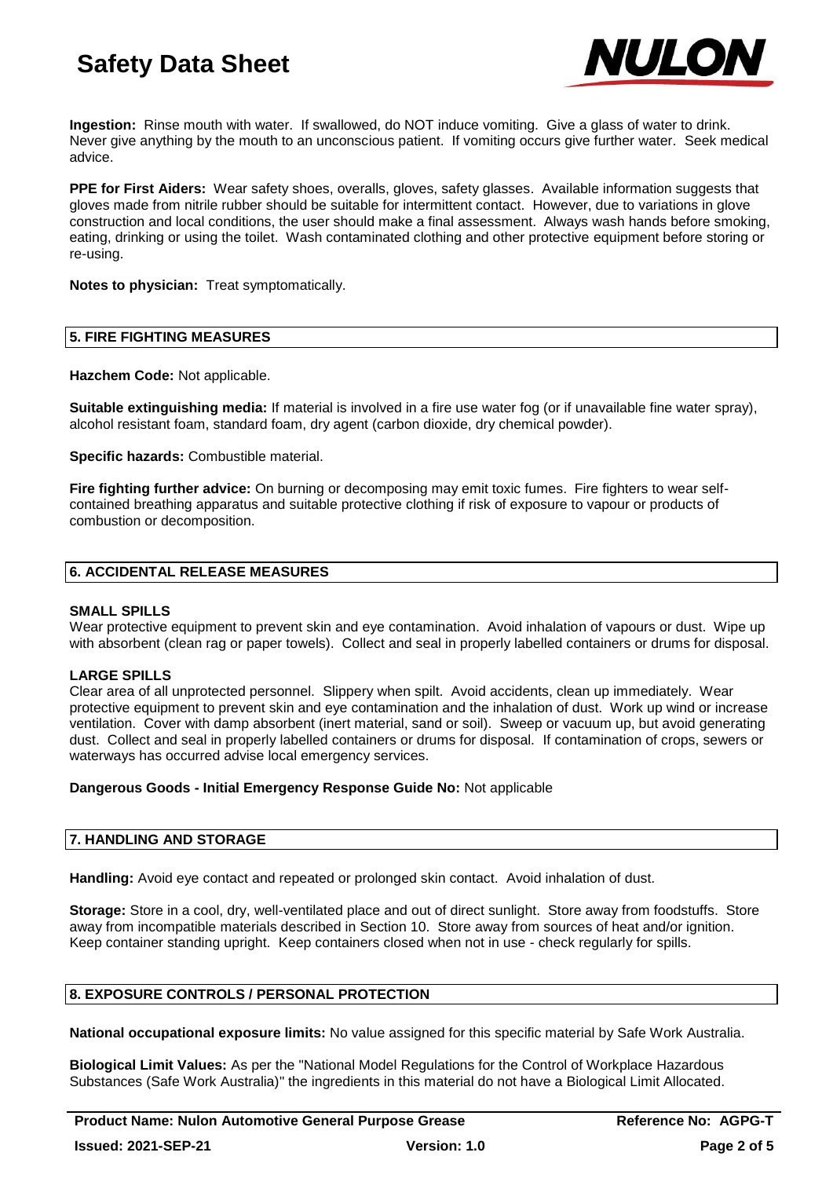**Ingestion:** Rinse mouth with water. If swallowed, do NOT induce vomiting. Give a glass of water to drink. Never give anything by the mouth to an unconscious patient. If vomiting occurs give further water. Seek medical advice.

**PPE for First Aiders:** Wear safety shoes, overalls, gloves, safety glasses. Available information suggests that gloves made from nitrile rubber should be suitable for intermittent contact. However, due to variations in glove construction and local conditions, the user should make a final assessment. Always wash hands before smoking, eating, drinking or using the toilet. Wash contaminated clothing and other protective equipment before storing or re-using.

**Notes to physician:** Treat symptomatically.

## 5. FIRE FIGHTING MEASURES

**Hazchem Code:** Not applicable.

**Suitable extinguishing media:** If material is involved in a fire use water fog (or if unavailable fine water spray), alcohol resistant foam, standard foam, dry agent (carbon dioxide, dry chemical powder).

**Specific hazards:** Combustible material.

**Fire fighting further advice:** On burning or decomposing may emit toxic fumes. Fire fighters to wear self-contained breathing apparatus and suitable protective clothing if risk of exposure to vapour or products of combustion or decomposition.

## 6. ACCIDENTAL RELEASE MEASURES

**SMALL SPILLS**

Wear protective equipment to prevent skin and eye contamination. Avoid inhalation of vapours or dust. Wipe up with absorbent (clean rag or paper towels). Collect and seal in properly labelled containers or drums for disposal.

**LARGE SPILLS**

Clear area of all unprotected personnel. Slippery when spilt. Avoid accidents, clean up immediately. Wear protective equipment to prevent skin and eye contamination and the inhalation of dust. Work up wind or increase ventilation. Cover with damp absorbent (inert material, sand or soil). Sweep or vacuum up, but avoid generating dust. Collect and seal in properly labelled containers or drums for disposal. If contamination of crops, sewers or waterways has occurred advise local emergency services.

**Dangerous Goods - Initial Emergency Response Guide No:** Not applicable

## 7. HANDLING AND STORAGE

**Handling:** Avoid eye contact and repeated or prolonged skin contact. Avoid inhalation of dust.

**Storage:** Store in a cool, dry, well-ventilated place and out of direct sunlight. Store away from foodstuffs. Store away from incompatible materials described in Section 10. Store away from sources of heat and/or ignition. Keep container standing upright. Keep containers closed when not in use - check regularly for spills.

## 8. EXPOSURE CONTROLS / PERSONAL PROTECTION

**National occupational exposure limits:** No value assigned for this specific material by Safe Work Australia.

**Biological Limit Values:** As per the "National Model Regulations for the Control of Workplace Hazardous Substances (Safe Work Australia)" the ingredients in this material do not have a Biological Limit Allocated.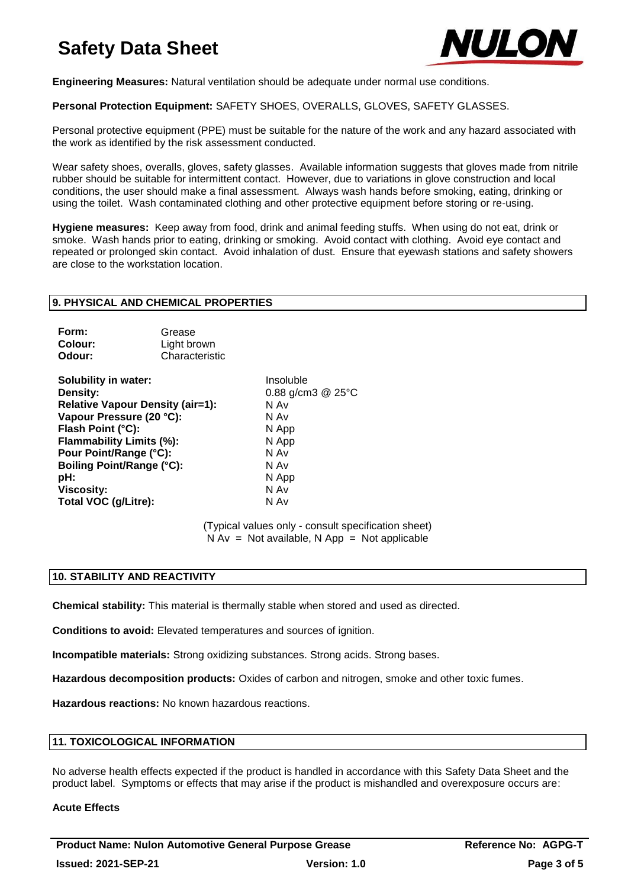**Engineering Measures:** Natural ventilation should be adequate under normal use conditions.

**Personal Protection Equipment:** SAFETY SHOES, OVERALLS, GLOVES, SAFETY GLASSES.

Personal protective equipment (PPE) must be suitable for the nature of the work and any hazard associated with the work as identified by the risk assessment conducted.

Wear safety shoes, overalls, gloves, safety glasses. Available information suggests that gloves made from nitrile rubber should be suitable for intermittent contact. However, due to variations in glove construction and local conditions, the user should make a final assessment. Always wash hands before smoking, eating, drinking or using the toilet. Wash contaminated clothing and other protective equipment before storing or re-using.

**Hygiene measures:** Keep away from food, drink and animal feeding stuffs. When using do not eat, drink or smoke. Wash hands prior to eating, drinking or smoking. Avoid contact with clothing. Avoid eye contact and repeated or prolonged skin contact. Avoid inhalation of dust. Ensure that eyewash stations and safety showers are close to the workstation location.

## 9. PHYSICAL AND CHEMICAL PROPERTIES

**Form:** Grease
**Colour:** Light brown
**Odour:** Characteristic

| | |
|---|---|
| **Solubility in water:** | Insoluble |
| **Density:** | 0.88 g/cm3 @ 25°C |
| **Relative Vapour Density (air=1):** | N Av |
| **Vapour Pressure (20 °C):** | N Av |
| **Flash Point (°C):** | N App |
| **Flammability Limits (%):** | N App |
| **Pour Point/Range (°C):** | N Av |
| **Boiling Point/Range (°C):** | N Av |
| **pH:** | N App |
| **Viscosity:** | N Av |
| **Total VOC (g/Litre):** | N Av |

(Typical values only - consult specification sheet)
N Av = Not available, N App = Not applicable

## 10. STABILITY AND REACTIVITY

**Chemical stability:** This material is thermally stable when stored and used as directed.

**Conditions to avoid:** Elevated temperatures and sources of ignition.

**Incompatible materials:** Strong oxidizing substances. Strong acids. Strong bases.

**Hazardous decomposition products:** Oxides of carbon and nitrogen, smoke and other toxic fumes.

**Hazardous reactions:** No known hazardous reactions.

## 11. TOXICOLOGICAL INFORMATION

No adverse health effects expected if the product is handled in accordance with this Safety Data Sheet and the product label. Symptoms or effects that may arise if the product is mishandled and overexposure occurs are:

**Acute Effects**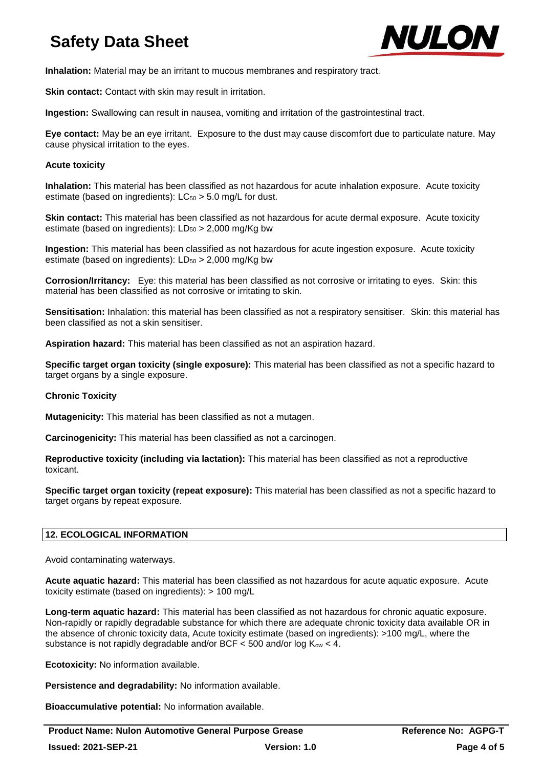**Inhalation:** Material may be an irritant to mucous membranes and respiratory tract.

**Skin contact:** Contact with skin may result in irritation.

**Ingestion:** Swallowing can result in nausea, vomiting and irritation of the gastrointestinal tract.

**Eye contact:** May be an eye irritant. Exposure to the dust may cause discomfort due to particulate nature. May cause physical irritation to the eyes.

**Acute toxicity**

**Inhalation:** This material has been classified as not hazardous for acute inhalation exposure. Acute toxicity estimate (based on ingredients): $LC_{50}$ > 5.0 mg/L for dust.

**Skin contact:** This material has been classified as not hazardous for acute dermal exposure. Acute toxicity estimate (based on ingredients): $LD_{50}$ > 2,000 mg/Kg bw

**Ingestion:** This material has been classified as not hazardous for acute ingestion exposure. Acute toxicity estimate (based on ingredients): $LD_{50}$ > 2,000 mg/Kg bw

**Corrosion/Irritancy:** Eye: this material has been classified as not corrosive or irritating to eyes. Skin: this material has been classified as not corrosive or irritating to skin.

**Sensitisation:** Inhalation: this material has been classified as not a respiratory sensitiser. Skin: this material has been classified as not a skin sensitiser.

**Aspiration hazard:** This material has been classified as not an aspiration hazard.

**Specific target organ toxicity (single exposure):** This material has been classified as not a specific hazard to target organs by a single exposure.

**Chronic Toxicity**

**Mutagenicity:** This material has been classified as not a mutagen.

**Carcinogenicity:** This material has been classified as not a carcinogen.

**Reproductive toxicity (including via lactation):** This material has been classified as not a reproductive toxicant.

**Specific target organ toxicity (repeat exposure):** This material has been classified as not a specific hazard to target organs by repeat exposure.

## 12. ECOLOGICAL INFORMATION

Avoid contaminating waterways.

**Acute aquatic hazard:** This material has been classified as not hazardous for acute aquatic exposure. Acute toxicity estimate (based on ingredients): > 100 mg/L

**Long-term aquatic hazard:** This material has been classified as not hazardous for chronic aquatic exposure. Non-rapidly or rapidly degradable substance for which there are adequate chronic toxicity data available OR in the absence of chronic toxicity data, Acute toxicity estimate (based on ingredients): >100 mg/L, where the substance is not rapidly degradable and/or BCF < 500 and/or log $K_{ow}$ < 4.

**Ecotoxicity:** No information available.

**Persistence and degradability:** No information available.

**Bioaccumulative potential:** No information available.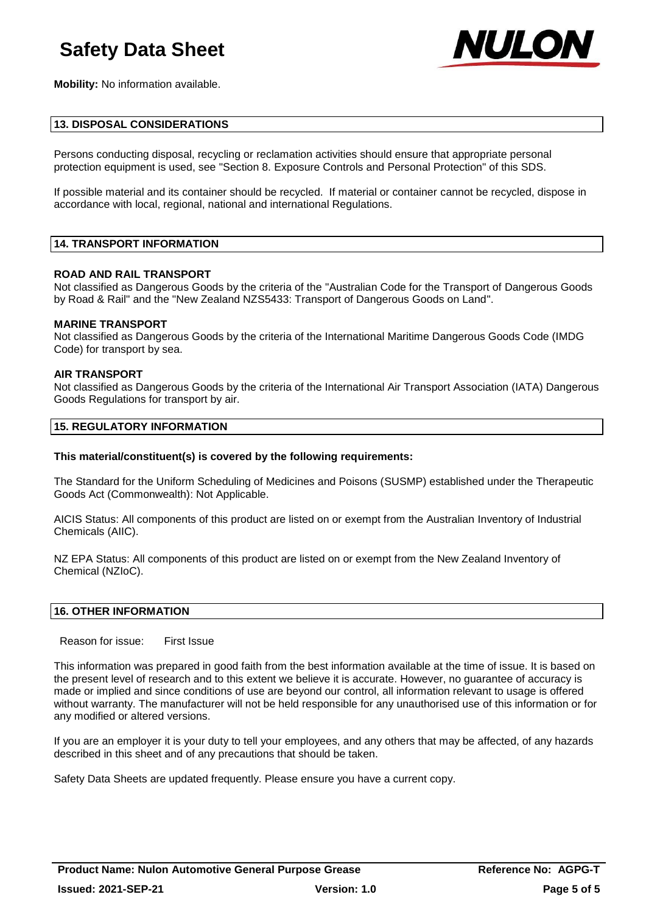**Mobility:** No information available.

## 13. DISPOSAL CONSIDERATIONS

Persons conducting disposal, recycling or reclamation activities should ensure that appropriate personal protection equipment is used, see "Section 8. Exposure Controls and Personal Protection" of this SDS.

If possible material and its container should be recycled. If material or container cannot be recycled, dispose in accordance with local, regional, national and international Regulations.

## 14. TRANSPORT INFORMATION

**ROAD AND RAIL TRANSPORT**
Not classified as Dangerous Goods by the criteria of the "Australian Code for the Transport of Dangerous Goods by Road & Rail" and the "New Zealand NZS5433: Transport of Dangerous Goods on Land".

**MARINE TRANSPORT**
Not classified as Dangerous Goods by the criteria of the International Maritime Dangerous Goods Code (IMDG Code) for transport by sea.

**AIR TRANSPORT**
Not classified as Dangerous Goods by the criteria of the International Air Transport Association (IATA) Dangerous Goods Regulations for transport by air.

## 15. REGULATORY INFORMATION

**This material/constituent(s) is covered by the following requirements:**

The Standard for the Uniform Scheduling of Medicines and Poisons (SUSMP) established under the Therapeutic Goods Act (Commonwealth): Not Applicable.

AICIS Status: All components of this product are listed on or exempt from the Australian Inventory of Industrial Chemicals (AIIC).

NZ EPA Status: All components of this product are listed on or exempt from the New Zealand Inventory of Chemical (NZIoC).

## 16. OTHER INFORMATION

Reason for issue: First Issue

This information was prepared in good faith from the best information available at the time of issue. It is based on the present level of research and to this extent we believe it is accurate. However, no guarantee of accuracy is made or implied and since conditions of use are beyond our control, all information relevant to usage is offered without warranty. The manufacturer will not be held responsible for any unauthorised use of this information or for any modified or altered versions.

If you are an employer it is your duty to tell your employees, and any others that may be affected, of any hazards described in this sheet and of any precautions that should be taken.

Safety Data Sheets are updated frequently. Please ensure you have a current copy.